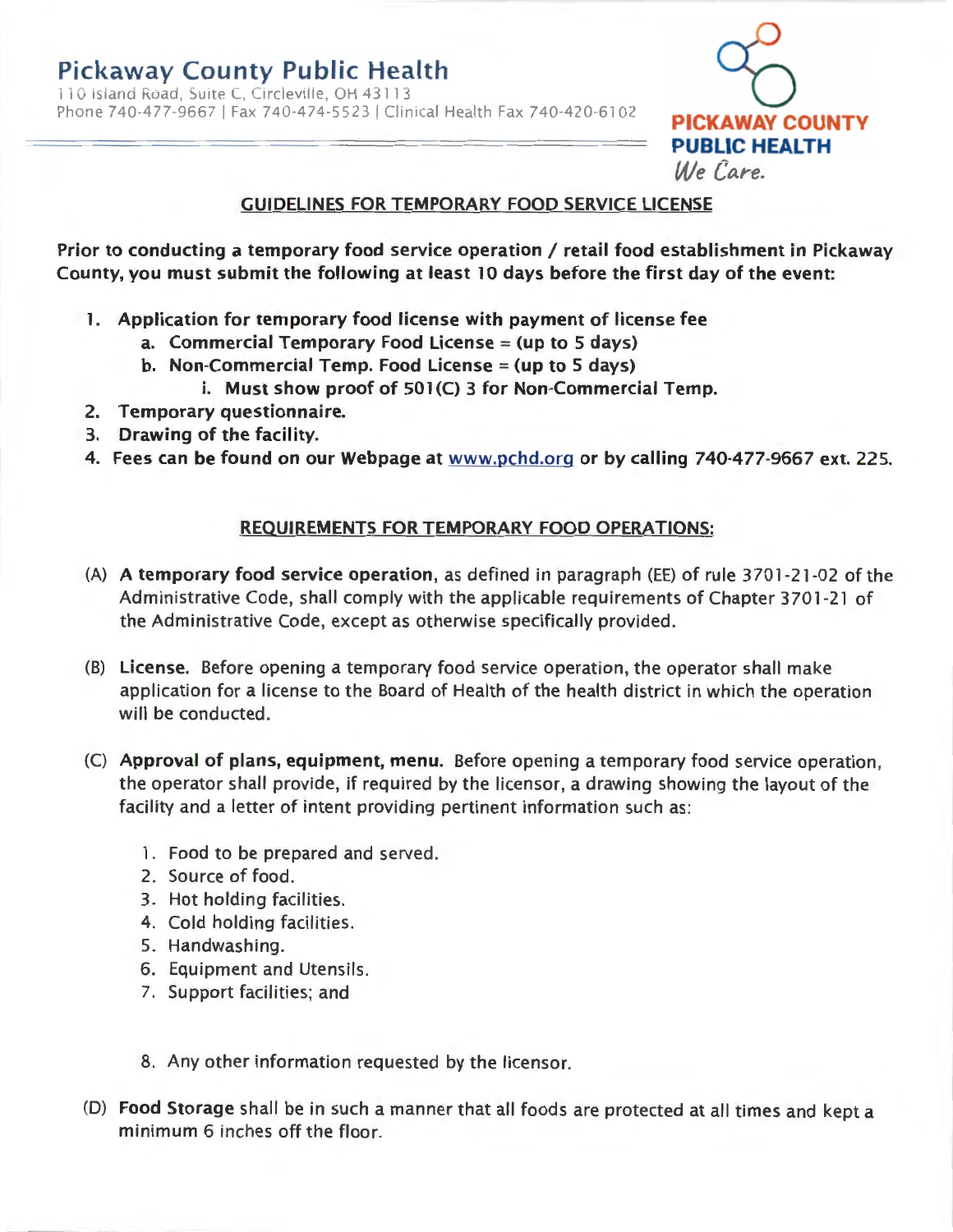# Pickaway County Public Health

110 Island Road, Suite C, Circleville, OH 43113
Phone 740-477-9667 | Fax 740-474-5523 | Clinical Health Fax 740-420-6102

**PICKAWAY COUNTY PUBLIC HEALTH**
*We Care.*

## GUIDELINES FOR TEMPORARY FOOD SERVICE LICENSE

**Prior to conducting a temporary food service operation / retail food establishment in Pickaway County, you must submit the following at least 10 days before the first day of the event:**

1. **Application for temporary food license with payment of license fee**
   a. **Commercial Temporary Food License = (up to 5 days)**
   b. **Non-Commercial Temp. Food License = (up to 5 days)**
      i. **Must show proof of 501(C) 3 for Non-Commercial Temp.**
2. **Temporary questionnaire.**
3. **Drawing of the facility.**
4. **Fees can be found on our Webpage at www.pchd.org or by calling 740-477-9667 ext. 225.**

## REQUIREMENTS FOR TEMPORARY FOOD OPERATIONS:

(A) **A temporary food service operation**, as defined in paragraph (EE) of rule 3701-21-02 of the Administrative Code, shall comply with the applicable requirements of Chapter 3701-21 of the Administrative Code, except as otherwise specifically provided.

(B) **License.** Before opening a temporary food service operation, the operator shall make application for a license to the Board of Health of the health district in which the operation will be conducted.

(C) **Approval of plans, equipment, menu.** Before opening a temporary food service operation, the operator shall provide, if required by the licensor, a drawing showing the layout of the facility and a letter of intent providing pertinent information such as:

1. Food to be prepared and served.
2. Source of food.
3. Hot holding facilities.
4. Cold holding facilities.
5. Handwashing.
6. Equipment and Utensils.
7. Support facilities; and
8. Any other information requested by the licensor.

(D) **Food Storage** shall be in such a manner that all foods are protected at all times and kept a minimum 6 inches off the floor.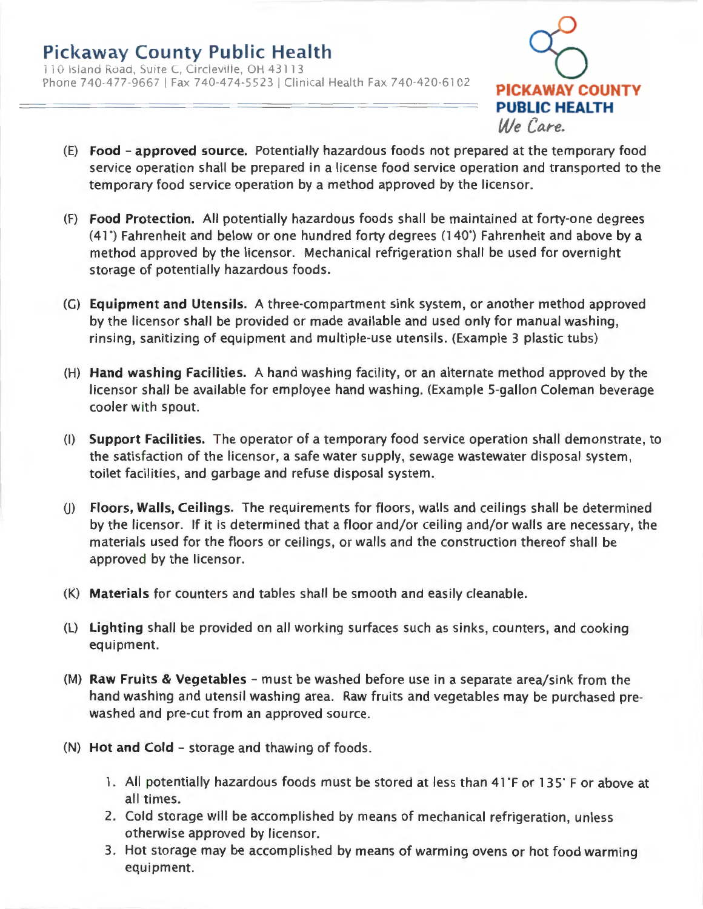(E) **Food - approved source.** Potentially hazardous foods not prepared at the temporary food service operation shall be prepared in a license food service operation and transported to the temporary food service operation by a method approved by the licensor.

(F) **Food Protection.** All potentially hazardous foods shall be maintained at forty-one degrees (41°) Fahrenheit and below or one hundred forty degrees (140°) Fahrenheit and above by a method approved by the licensor. Mechanical refrigeration shall be used for overnight storage of potentially hazardous foods.

(G) **Equipment and Utensils.** A three-compartment sink system, or another method approved by the licensor shall be provided or made available and used only for manual washing, rinsing, sanitizing of equipment and multiple-use utensils. (Example 3 plastic tubs)

(H) **Hand washing Facilities.** A hand washing facility, or an alternate method approved by the licensor shall be available for employee hand washing. (Example 5-gallon Coleman beverage cooler with spout.

(I) **Support Facilities.** The operator of a temporary food service operation shall demonstrate, to the satisfaction of the licensor, a safe water supply, sewage wastewater disposal system, toilet facilities, and garbage and refuse disposal system.

(J) **Floors, Walls, Ceilings.** The requirements for floors, walls and ceilings shall be determined by the licensor. If it is determined that a floor and/or ceiling and/or walls are necessary, the materials used for the floors or ceilings, or walls and the construction thereof shall be approved by the licensor.

(K) **Materials** for counters and tables shall be smooth and easily cleanable.

(L) **Lighting** shall be provided on all working surfaces such as sinks, counters, and cooking equipment.

(M) **Raw Fruits & Vegetables** - must be washed before use in a separate area/sink from the hand washing and utensil washing area. Raw fruits and vegetables may be purchased pre-washed and pre-cut from an approved source.

(N) **Hot and Cold** - storage and thawing of foods.

1. All potentially hazardous foods must be stored at less than 41°F or 135° F or above at all times.
2. Cold storage will be accomplished by means of mechanical refrigeration, unless otherwise approved by licensor.
3. Hot storage may be accomplished by means of warming ovens or hot food warming equipment.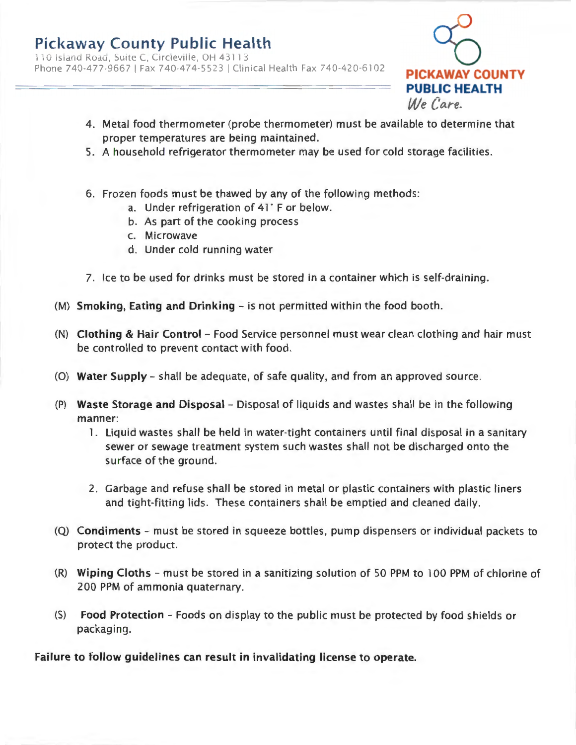4. Metal food thermometer (probe thermometer) must be available to determine that proper temperatures are being maintained.
5. A household refrigerator thermometer may be used for cold storage facilities.

6. Frozen foods must be thawed by any of the following methods:
   a. Under refrigeration of 41° F or below.
   b. As part of the cooking process
   c. Microwave
   d. Under cold running water

7. Ice to be used for drinks must be stored in a container which is self-draining.

(M) **Smoking, Eating and Drinking** – is not permitted within the food booth.

(N) **Clothing & Hair Control** – Food Service personnel must wear clean clothing and hair must be controlled to prevent contact with food.

(O) **Water Supply** – shall be adequate, of safe quality, and from an approved source.

(P) **Waste Storage and Disposal** – Disposal of liquids and wastes shall be in the following manner:

1. Liquid wastes shall be held in water-tight containers until final disposal in a sanitary sewer or sewage treatment system such wastes shall not be discharged onto the surface of the ground.

2. Garbage and refuse shall be stored in metal or plastic containers with plastic liners and tight-fitting lids. These containers shall be emptied and cleaned daily.

(Q) **Condiments** – must be stored in squeeze bottles, pump dispensers or individual packets to protect the product.

(R) **Wiping Cloths** – must be stored in a sanitizing solution of 50 PPM to 100 PPM of chlorine of 200 PPM of ammonia quaternary.

(S) **Food Protection** – Foods on display to the public must be protected by food shields or packaging.

**Failure to follow guidelines can result in invalidating license to operate.**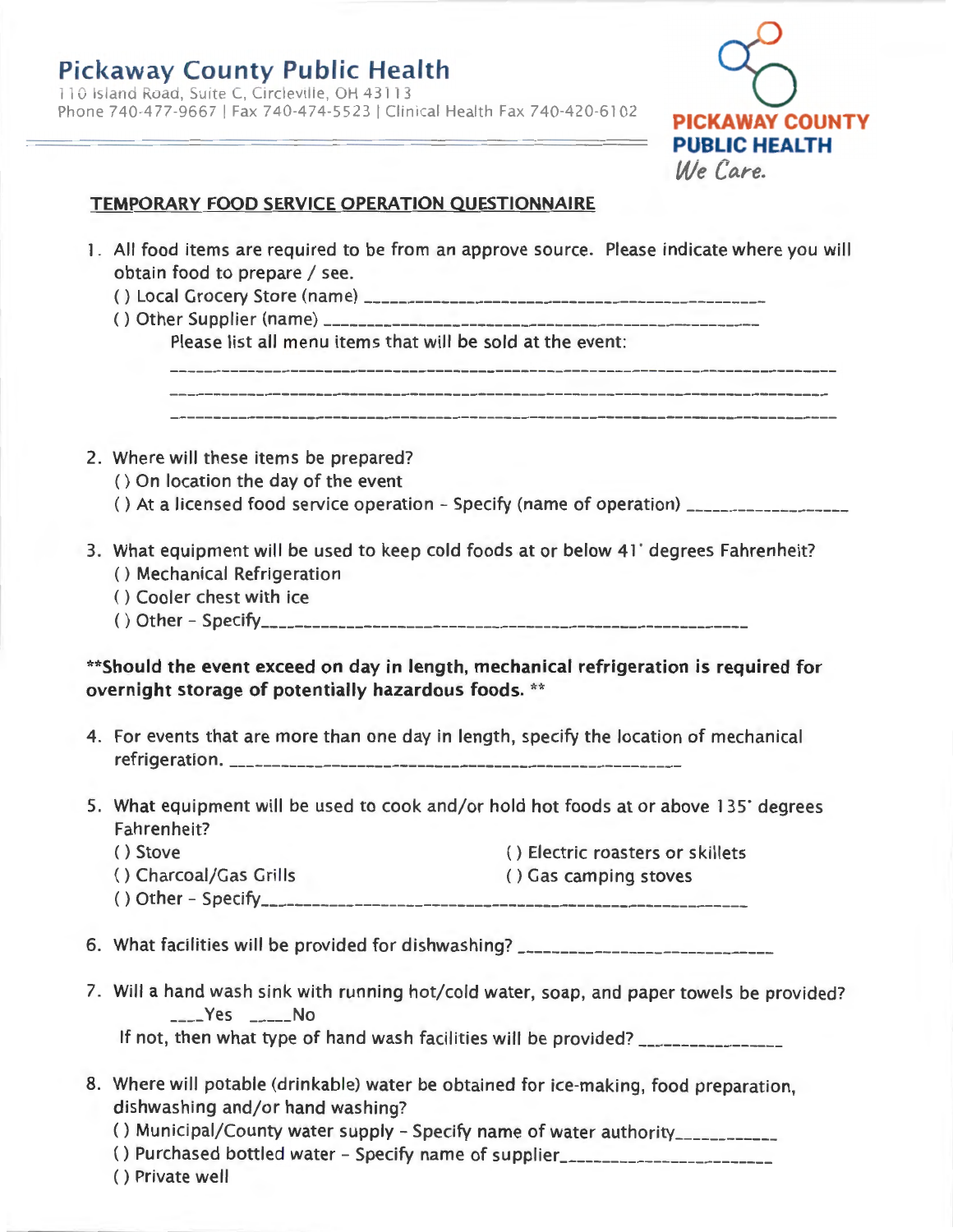# Pickaway County Public Health

110 Island Road, Suite C, Circleville, OH 43113
Phone 740-477-9667 | Fax 740-474-5523 | Clinical Health Fax 740-420-6102

**PICKAWAY COUNTY PUBLIC HEALTH**
*We Care.*

## TEMPORARY FOOD SERVICE OPERATION QUESTIONNAIRE

1. All food items are required to be from an approve source. Please indicate where you will obtain food to prepare / see.
   ( ) Local Grocery Store (name) ______________________________________________
   ( ) Other Supplier (name) ______________________________________________
   Please list all menu items that will be sold at the event:
   ______________________________________________________________________
   ______________________________________________________________________
   ______________________________________________________________________

2. Where will these items be prepared?
   ( ) On location the day of the event
   ( ) At a licensed food service operation - Specify (name of operation) __________________

3. What equipment will be used to keep cold foods at or below 41° degrees Fahrenheit?
   ( ) Mechanical Refrigeration
   ( ) Cooler chest with ice
   ( ) Other - Specify______________________________________________________

**\*\*Should the event exceed on day in length, mechanical refrigeration is required for overnight storage of potentially hazardous foods. \*\***

4. For events that are more than one day in length, specify the location of mechanical refrigeration. _______________________________________________

5. What equipment will be used to cook and/or hold hot foods at or above 135° degrees Fahrenheit?
   ( ) Stove
   ( ) Electric roasters or skillets
   ( ) Charcoal/Gas Grills
   ( ) Gas camping stoves
   ( ) Other - Specify______________________________________________________

6. What facilities will be provided for dishwashing? ____________________________

7. Will a hand wash sink with running hot/cold water, soap, and paper towels be provided?
   ____Yes _____No
   If not, then what type of hand wash facilities will be provided? ________________

8. Where will potable (drinkable) water be obtained for ice-making, food preparation, dishwashing and/or hand washing?
   ( ) Municipal/County water supply - Specify name of water authority___________
   ( ) Purchased bottled water - Specify name of supplier________________________
   ( ) Private well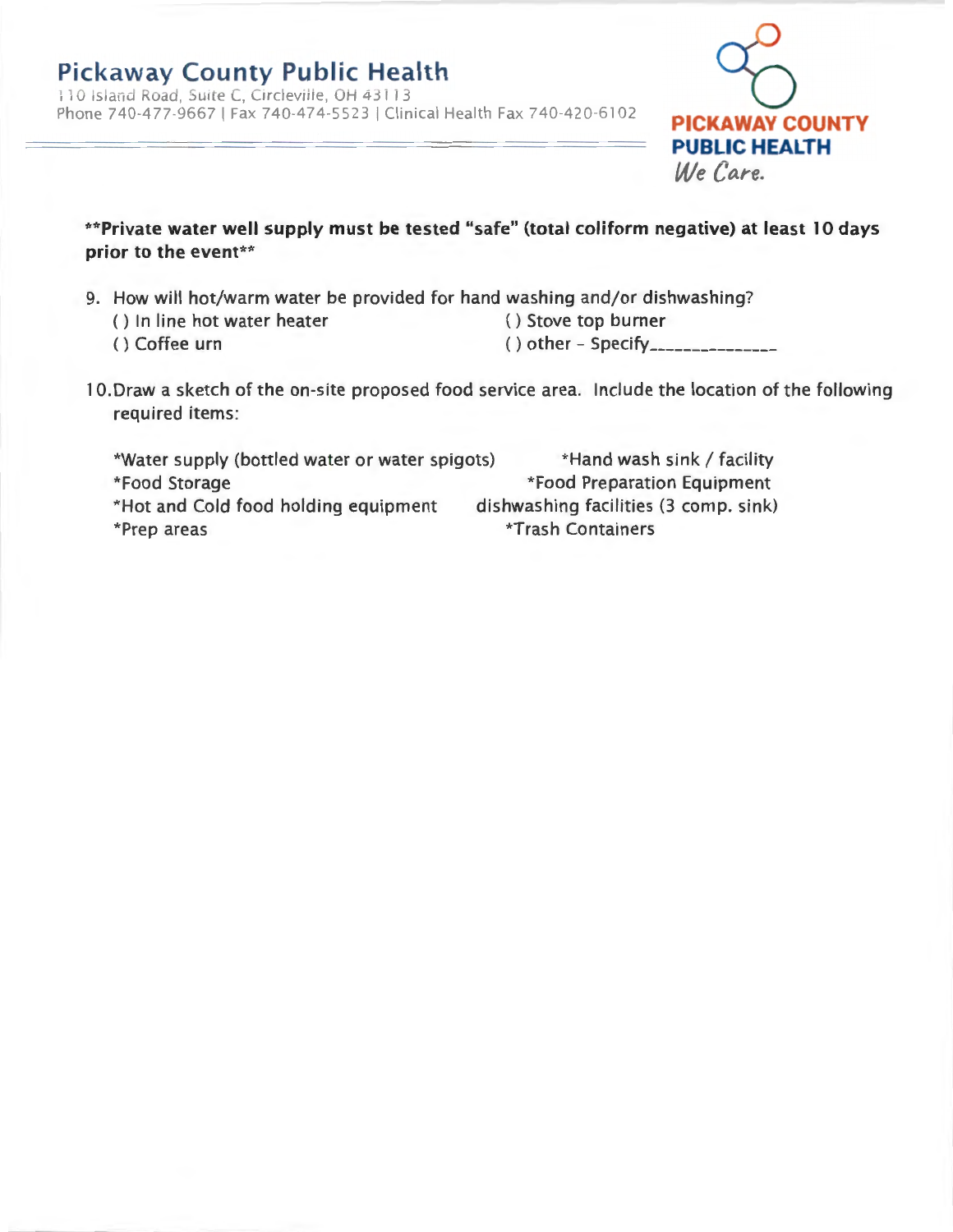# Pickaway County Public Health

110 Island Road, Suite C, Circleville, OH 43113
Phone 740-477-9667 | Fax 740-474-5523 | Clinical Health Fax 740-420-6102

PICKAWAY COUNTY PUBLIC HEALTH
*We Care.*

**\*\*Private water well supply must be tested "safe" (total coliform negative) at least 10 days prior to the event\*\***

9. How will hot/warm water be provided for hand washing and/or dishwashing?
   - ( ) In line hot water heater
   - ( ) Stove top burner
   - ( ) Coffee urn
   - ( ) other – Specify______________

10. Draw a sketch of the on-site proposed food service area. Include the location of the following required items:

    - *Water supply (bottled water or water spigots)
    - *Hand wash sink / facility
    - *Food Storage
    - *Food Preparation Equipment
    - *Hot and Cold food holding equipment
    - dishwashing facilities (3 comp. sink)
    - *Prep areas
    - *Trash Containers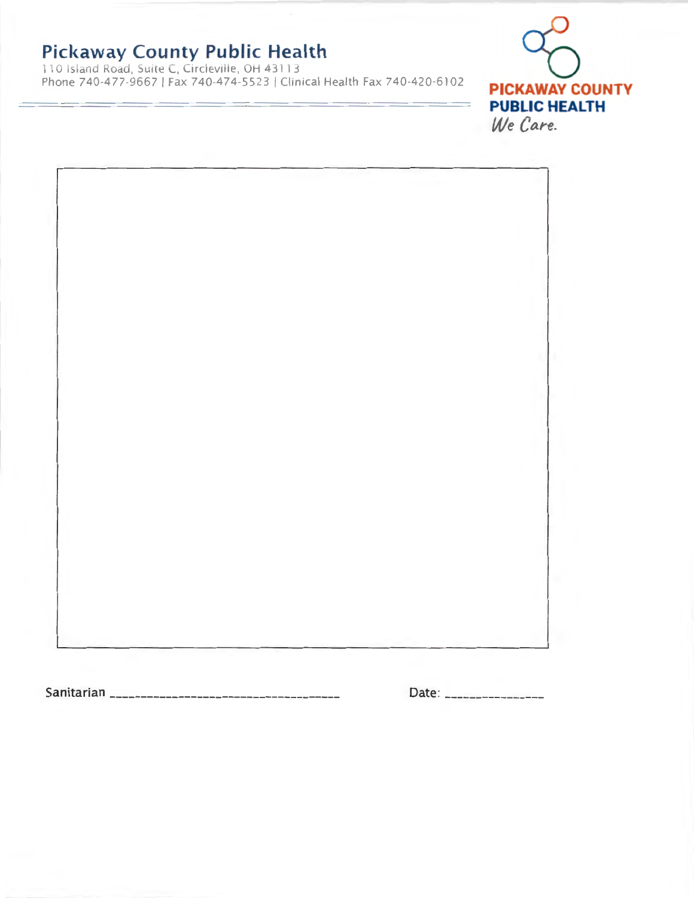# Pickaway County Public Health

110 Island Road, Suite C, Circleville, OH 43113
Phone 740-477-9667 | Fax 740-474-5523 | Clinical Health Fax 740-420-6102

**PICKAWAY COUNTY PUBLIC HEALTH**
*We Care.*

Sanitarian ____________________________________ Date: _______________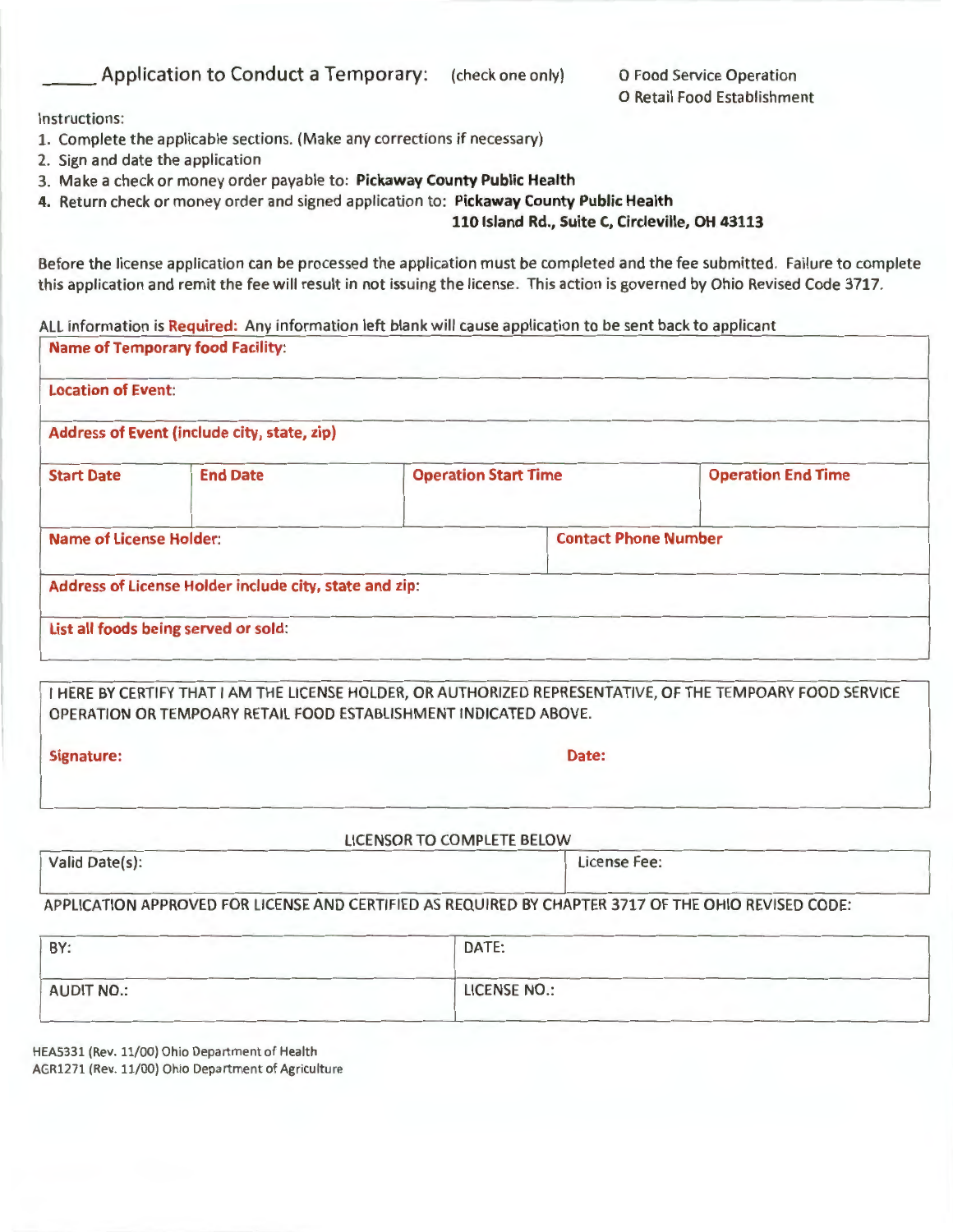## _____ Application to Conduct a Temporary: (check one only)

O Food Service Operation
O Retail Food Establishment

Instructions:

1. Complete the applicable sections. (Make any corrections if necessary)
2. Sign and date the application
3. Make a check or money order payable to: **Pickaway County Public Health**
4. Return check or money order and signed application to: **Pickaway County Public Health**
   **110 Island Rd., Suite C, Circleville, OH 43113**

Before the license application can be processed the application must be completed and the fee submitted. Failure to complete this application and remit the fee will result in not issuing the license. This action is governed by Ohio Revised Code 3717.

ALL information is **Required:** Any information left blank will cause application to be sent back to applicant

| | | | |
|---|---|---|---|
| **Name of Temporary food Facility:** | | | |
| **Location of Event:** | | | |
| **Address of Event (include city, state, zip)** | | | |
| **Start Date** | **End Date** | **Operation Start Time** | **Operation End Time** |
| **Name of License Holder:** | | **Contact Phone Number** | |
| **Address of License Holder include city, state and zip:** | | | |
| **List all foods being served or sold:** | | | |

I HERE BY CERTIFY THAT I AM THE LICENSE HOLDER, OR AUTHORIZED REPRESENTATIVE, OF THE TEMPOARY FOOD SERVICE OPERATION OR TEMPOARY RETAIL FOOD ESTABLISHMENT INDICATED ABOVE.

**Signature:** **Date:**

LICENSOR TO COMPLETE BELOW

| | |
|---|---|
| Valid Date(s): | License Fee: |

APPLICATION APPROVED FOR LICENSE AND CERTIFIED AS REQUIRED BY CHAPTER 3717 OF THE OHIO REVISED CODE:

| | |
|---|---|
| BY: | DATE: |
| AUDIT NO.: | LICENSE NO.: |

HEA5331 (Rev. 11/00) Ohio Department of Health
AGR1271 (Rev. 11/00) Ohio Department of Agriculture